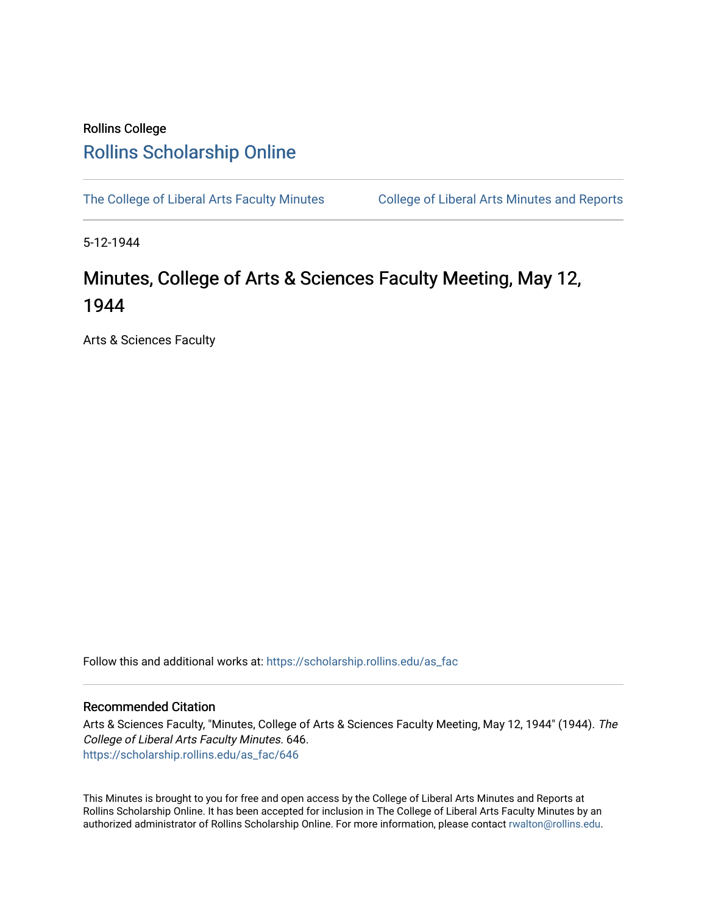Rollins College

# Rollins Scholarship Online

The College of Liberal Arts Faculty Minutes

College of Liberal Arts Minutes and Reports

5-12-1944

# Minutes, College of Arts & Sciences Faculty Meeting, May 12, 1944

Arts & Sciences Faculty

Follow this and additional works at: https://scholarship.rollins.edu/as_fac

## Recommended Citation

Arts & Sciences Faculty, "Minutes, College of Arts & Sciences Faculty Meeting, May 12, 1944" (1944). *The College of Liberal Arts Faculty Minutes*. 646.
https://scholarship.rollins.edu/as_fac/646

This Minutes is brought to you for free and open access by the College of Liberal Arts Minutes and Reports at Rollins Scholarship Online. It has been accepted for inclusion in The College of Liberal Arts Faculty Minutes by an authorized administrator of Rollins Scholarship Online. For more information, please contact rwalton@rollins.edu.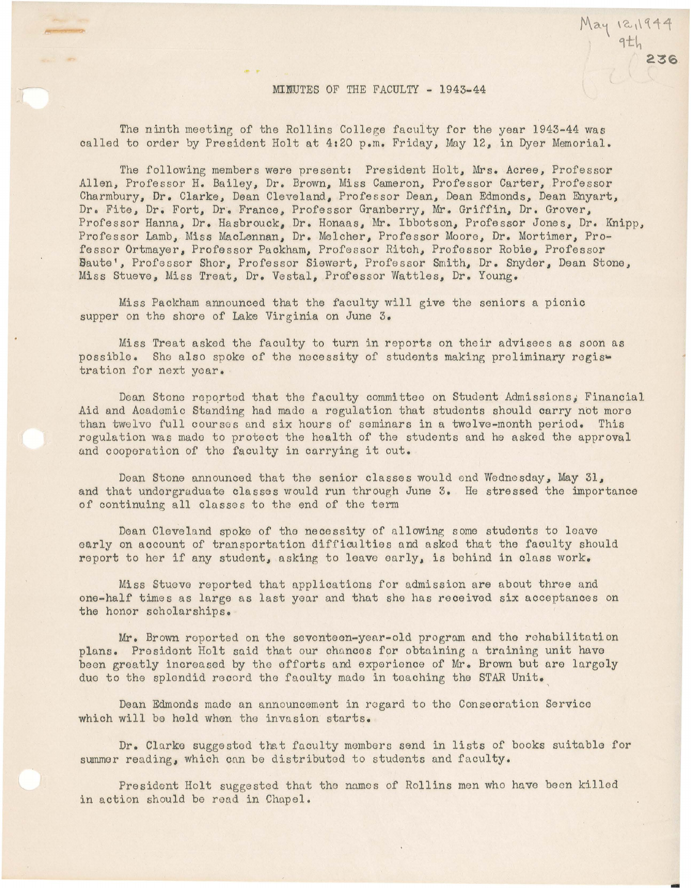May 12, 1944
9th

# MINUTES OF THE FACULTY - 1943-44

The ninth meeting of the Rollins College faculty for the year 1943-44 was called to order by President Holt at 4:20 p.m. Friday, May 12, in Dyer Memorial.

The following members were present: President Holt, Mrs. Acree, Professor Allen, Professor H. Bailey, Dr. Brown, Miss Cameron, Professor Carter, Professor Charmbury, Dr. Clarke, Dean Cleveland, Professor Dean, Dean Edmonds, Dean Enyart, Dr. Fite, Dr. Fort, Dr. France, Professor Granberry, Mr. Griffin, Dr. Grover, Professor Hanna, Dr. Hasbrouck, Dr. Honaas, Mr. Ibbotson, Professor Jones, Dr. Knipp, Professor Lamb, Miss MacLennan, Dr. Melcher, Professor Moore, Dr. Mortimer, Professor Ortmayer, Professor Packham, Professor Ritch, Professor Robie, Professor Saute', Professor Shor, Professor Siewert, Professor Smith, Dr. Snyder, Dean Stone, Miss Stueve, Miss Treat, Dr. Vestal, Professor Wattles, Dr. Young.

Miss Packham announced that the faculty will give the seniors a picnic supper on the shore of Lake Virginia on June 3.

Miss Treat asked the faculty to turn in reports on their advisees as soon as possible. She also spoke of the necessity of students making preliminary registration for next year.

Dean Stone reported that the faculty committee on Student Admissions, Financial Aid and Academic Standing had made a regulation that students should carry not more than twelve full courses and six hours of seminars in a twelve-month period. This regulation was made to protect the health of the students and he asked the approval and cooperation of the faculty in carrying it out.

Dean Stone announced that the senior classes would end Wednesday, May 31, and that undergraduate classes would run through June 3. He stressed the importance of continuing all classes to the end of the term

Dean Cleveland spoke of the necessity of allowing some students to leave early on account of transportation difficulties and asked that the faculty should report to her if any student, asking to leave early, is behind in class work.

Miss Stueve reported that applications for admission are about three and one-half times as large as last year and that she has received six acceptances on the honor scholarships.

Mr. Brown reported on the seventeen-year-old program and the rehabilitation plans. President Holt said that our chances for obtaining a training unit have been greatly increased by the efforts and experience of Mr. Brown but are largely due to the splendid record the faculty made in teaching the STAR Unit.

Dean Edmonds made an announcement in regard to the Consecration Service which will be held when the invasion starts.

Dr. Clarke suggested that faculty members send in lists of books suitable for summer reading, which can be distributed to students and faculty.

President Holt suggested that the names of Rollins men who have been killed in action should be read in Chapel.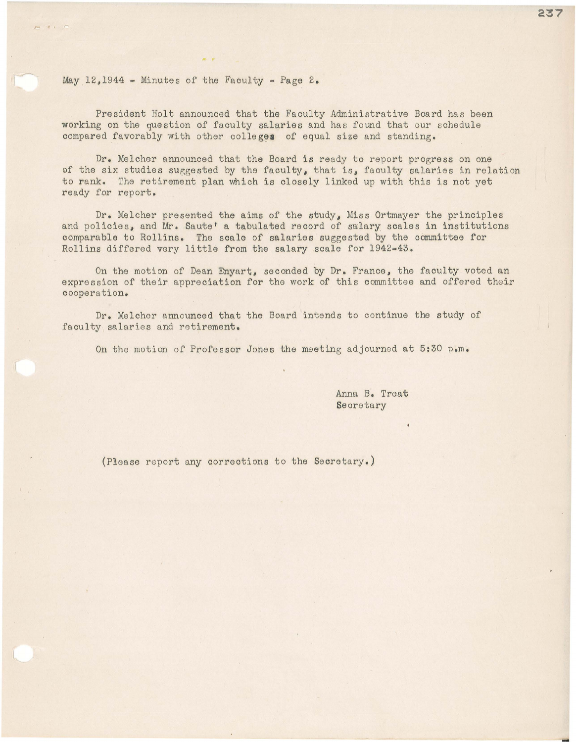May 12,1944 - Minutes of the Faculty - Page 2.

President Holt announced that the Faculty Administrative Board has been working on the question of faculty salaries and has found that our schedule compared favorably with other colleges of equal size and standing.

Dr. Melcher announced that the Board is ready to report progress on one of the six studies suggested by the faculty, that is, faculty salaries in relation to rank. The retirement plan which is closely linked up with this is not yet ready for report.

Dr. Melcher presented the aims of the study, Miss Ortmayer the principles and policies, and Mr. Saute' a tabulated record of salary scales in institutions comparable to Rollins. The scale of salaries suggested by the committee for Rollins differed very little from the salary scale for 1942-43.

On the motion of Dean Enyart, seconded by Dr. France, the faculty voted an expression of their appreciation for the work of this committee and offered their cooperation.

Dr. Melcher announced that the Board intends to continue the study of faculty salaries and retirement.

On the motion of Professor Jones the meeting adjourned at 5:30 p.m.

Anna B. Treat
Secretary

(Please report any corrections to the Secretary.)